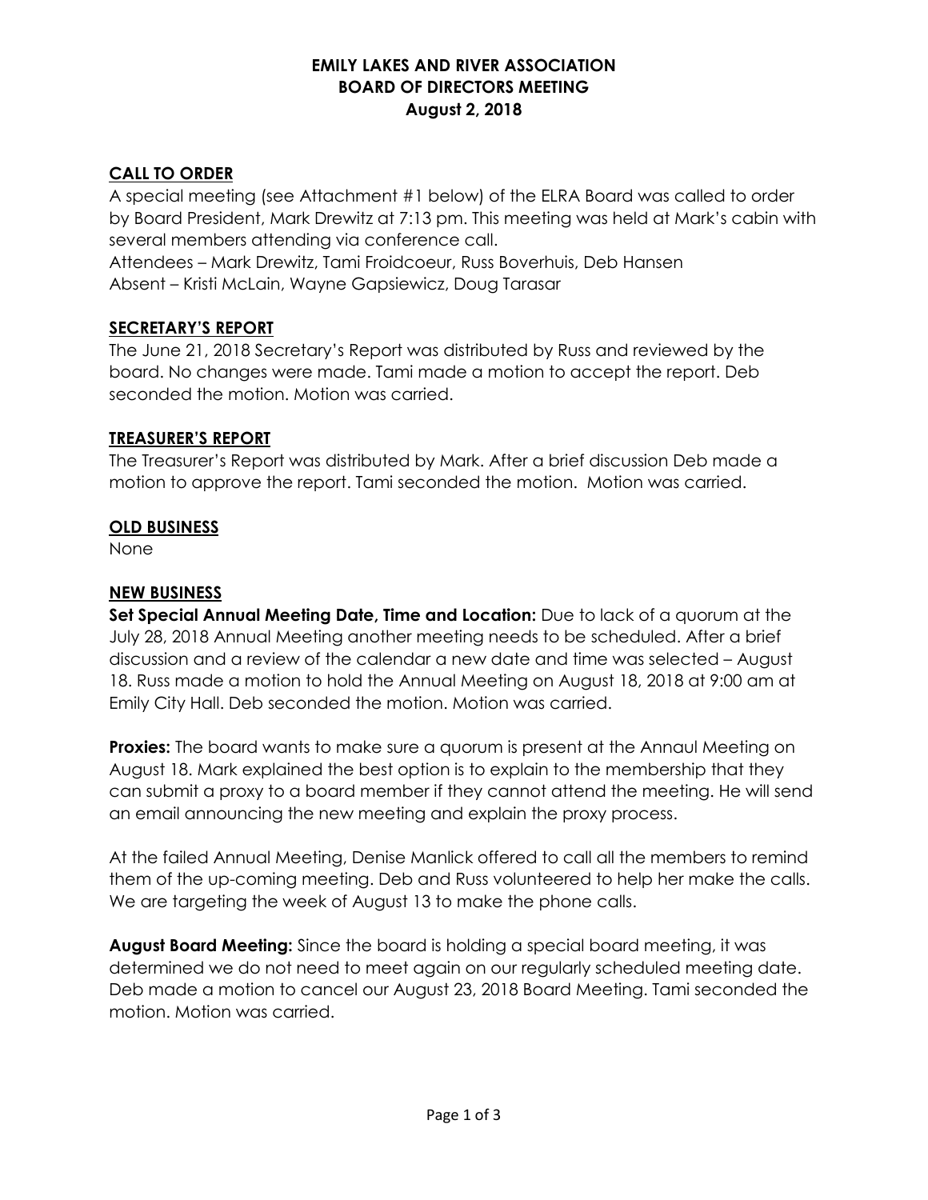# EMILY LAKES AND RIVER ASSOCIATION
## BOARD OF DIRECTORS MEETING
### August 2, 2018

**CALL TO ORDER**

A special meeting (see Attachment #1 below) of the ELRA Board was called to order by Board President, Mark Drewitz at 7:13 pm. This meeting was held at Mark's cabin with several members attending via conference call.

Attendees – Mark Drewitz, Tami Froidcoeur, Russ Boverhuis, Deb Hansen

Absent – Kristi McLain, Wayne Gapsiewicz, Doug Tarasar

**SECRETARY'S REPORT**

The June 21, 2018 Secretary's Report was distributed by Russ and reviewed by the board. No changes were made. Tami made a motion to accept the report. Deb seconded the motion. Motion was carried.

**TREASURER'S REPORT**

The Treasurer's Report was distributed by Mark. After a brief discussion Deb made a motion to approve the report. Tami seconded the motion. Motion was carried.

**OLD BUSINESS**

None

**NEW BUSINESS**

**Set Special Annual Meeting Date, Time and Location:** Due to lack of a quorum at the July 28, 2018 Annual Meeting another meeting needs to be scheduled. After a brief discussion and a review of the calendar a new date and time was selected – August 18. Russ made a motion to hold the Annual Meeting on August 18, 2018 at 9:00 am at Emily City Hall. Deb seconded the motion. Motion was carried.

**Proxies:** The board wants to make sure a quorum is present at the Annaul Meeting on August 18. Mark explained the best option is to explain to the membership that they can submit a proxy to a board member if they cannot attend the meeting. He will send an email announcing the new meeting and explain the proxy process.

At the failed Annual Meeting, Denise Manlick offered to call all the members to remind them of the up-coming meeting. Deb and Russ volunteered to help her make the calls. We are targeting the week of August 13 to make the phone calls.

**August Board Meeting:** Since the board is holding a special board meeting, it was determined we do not need to meet again on our regularly scheduled meeting date. Deb made a motion to cancel our August 23, 2018 Board Meeting. Tami seconded the motion. Motion was carried.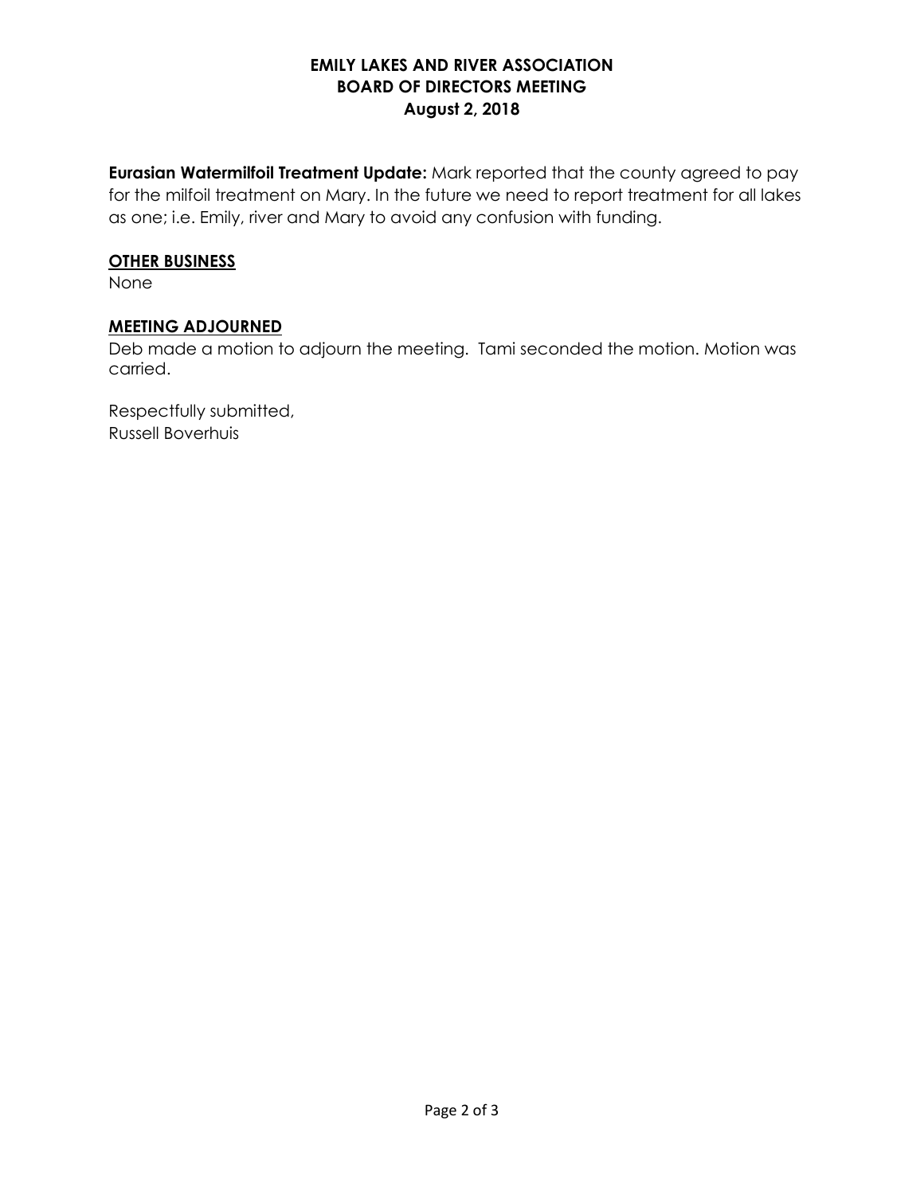**EMILY LAKES AND RIVER ASSOCIATION**
**BOARD OF DIRECTORS MEETING**
**August 2, 2018**

**Eurasian Watermilfoil Treatment Update:** Mark reported that the county agreed to pay for the milfoil treatment on Mary. In the future we need to report treatment for all lakes as one; i.e. Emily, river and Mary to avoid any confusion with funding.

## OTHER BUSINESS

None

## MEETING ADJOURNED

Deb made a motion to adjourn the meeting. Tami seconded the motion. Motion was carried.

Respectfully submitted,
Russell Boverhuis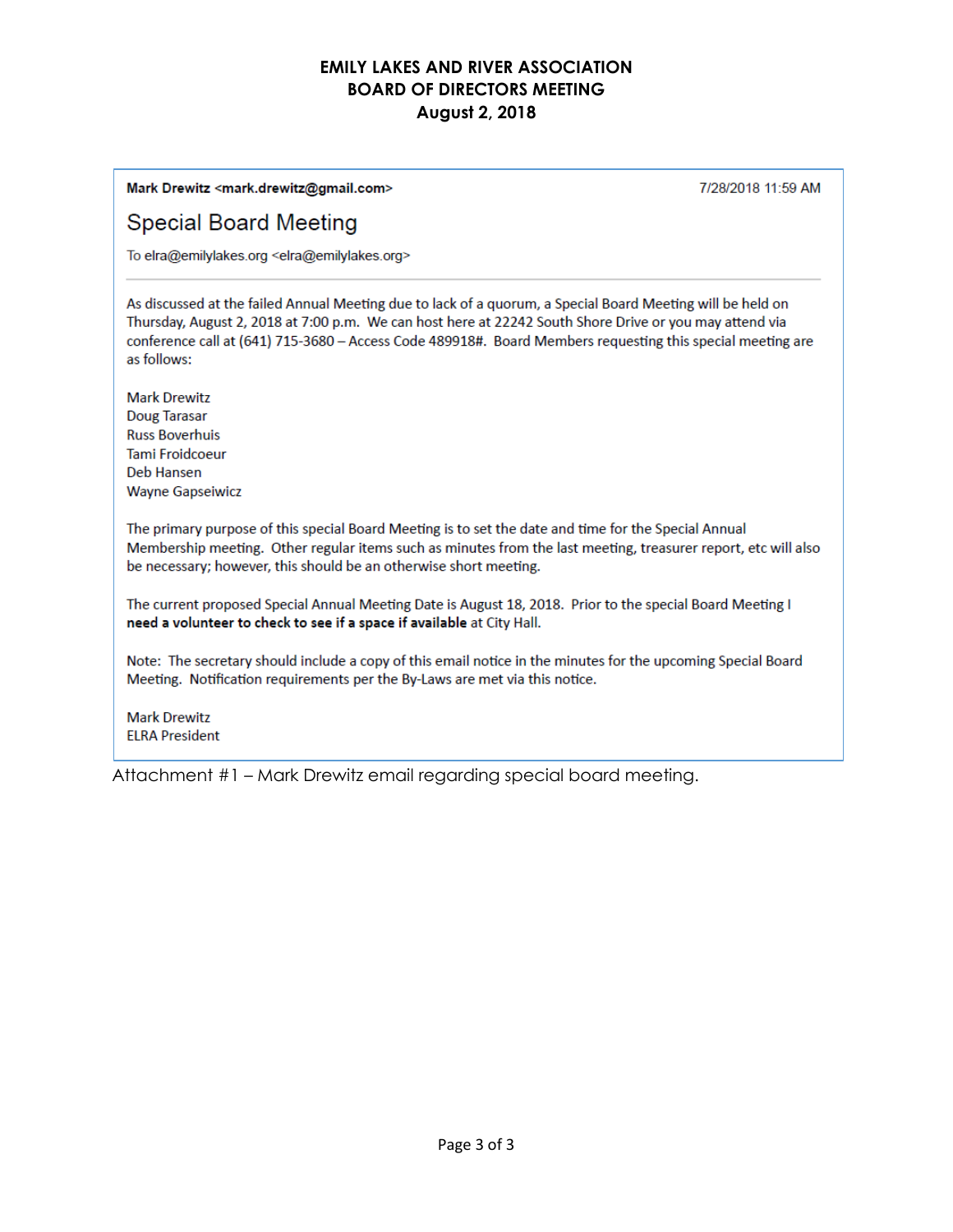**EMILY LAKES AND RIVER ASSOCIATION**
**BOARD OF DIRECTORS MEETING**
**August 2, 2018**

**Mark Drewitz <mark.drewitz@gmail.com>** 7/28/2018 11:59 AM

## Special Board Meeting

To elra@emilylakes.org <elra@emilylakes.org>

As discussed at the failed Annual Meeting due to lack of a quorum, a Special Board Meeting will be held on Thursday, August 2, 2018 at 7:00 p.m. We can host here at 22242 South Shore Drive or you may attend via conference call at (641) 715-3680 – Access Code 489918#. Board Members requesting this special meeting are as follows:

Mark Drewitz
Doug Tarasar
Russ Boverhuis
Tami Froidcoeur
Deb Hansen
Wayne Gapseiwicz

The primary purpose of this special Board Meeting is to set the date and time for the Special Annual Membership meeting. Other regular items such as minutes from the last meeting, treasurer report, etc will also be necessary; however, this should be an otherwise short meeting.

The current proposed Special Annual Meeting Date is August 18, 2018. Prior to the special Board Meeting I **need a volunteer to check to see if a space if available** at City Hall.

Note: The secretary should include a copy of this email notice in the minutes for the upcoming Special Board Meeting. Notification requirements per the By-Laws are met via this notice.

Mark Drewitz
ELRA President

Attachment #1 – Mark Drewitz email regarding special board meeting.